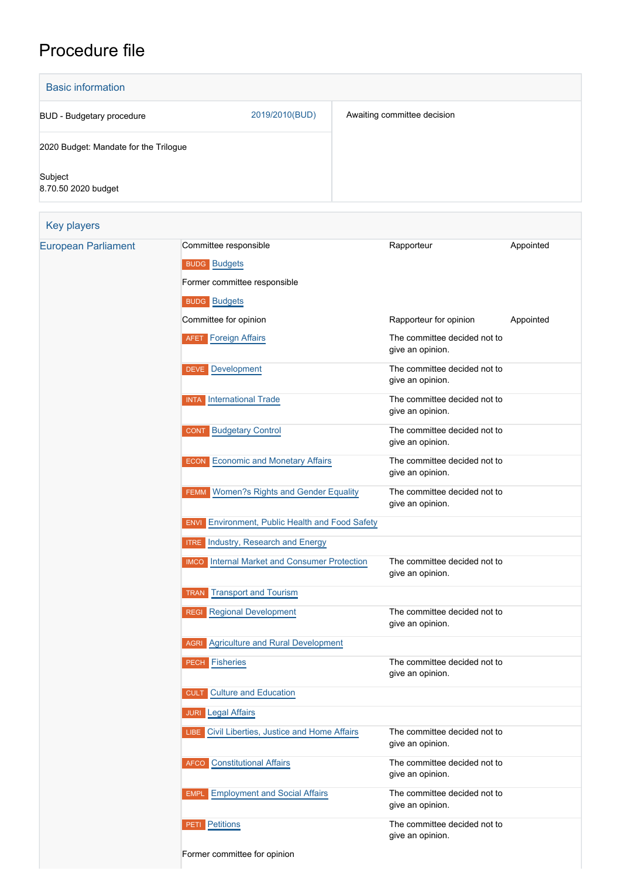# Procedure file

## Basic information

| | | |
|---|---|---|
| BUD - Budgetary procedure | 2019/2010(BUD) | Awaiting committee decision |
| 2020 Budget: Mandate for the Trilogue | | |
| Subject<br>8.70.50 2020 budget | | |

## Key players

| | | | |
|---|---|---|---|
| European Parliament | Committee responsible | Rapporteur | Appointed |
| | BUDG Budgets | | |
| | Former committee responsible | | |
| | BUDG Budgets | | |
| | Committee for opinion | Rapporteur for opinion | Appointed |
| | AFET Foreign Affairs | The committee decided not to give an opinion. | |
| | DEVE Development | The committee decided not to give an opinion. | |
| | INTA International Trade | The committee decided not to give an opinion. | |
| | CONT Budgetary Control | The committee decided not to give an opinion. | |
| | ECON Economic and Monetary Affairs | The committee decided not to give an opinion. | |
| | FEMM Women?s Rights and Gender Equality | The committee decided not to give an opinion. | |
| | ENVI Environment, Public Health and Food Safety | | |
| | ITRE Industry, Research and Energy | | |
| | IMCO Internal Market and Consumer Protection | The committee decided not to give an opinion. | |
| | TRAN Transport and Tourism | | |
| | REGI Regional Development | The committee decided not to give an opinion. | |
| | AGRI Agriculture and Rural Development | | |
| | PECH Fisheries | The committee decided not to give an opinion. | |
| | CULT Culture and Education | | |
| | JURI Legal Affairs | | |
| | LIBE Civil Liberties, Justice and Home Affairs | The committee decided not to give an opinion. | |
| | AFCO Constitutional Affairs | The committee decided not to give an opinion. | |
| | EMPL Employment and Social Affairs | The committee decided not to give an opinion. | |
| | PETI Petitions | The committee decided not to give an opinion. | |
| | Former committee for opinion | | |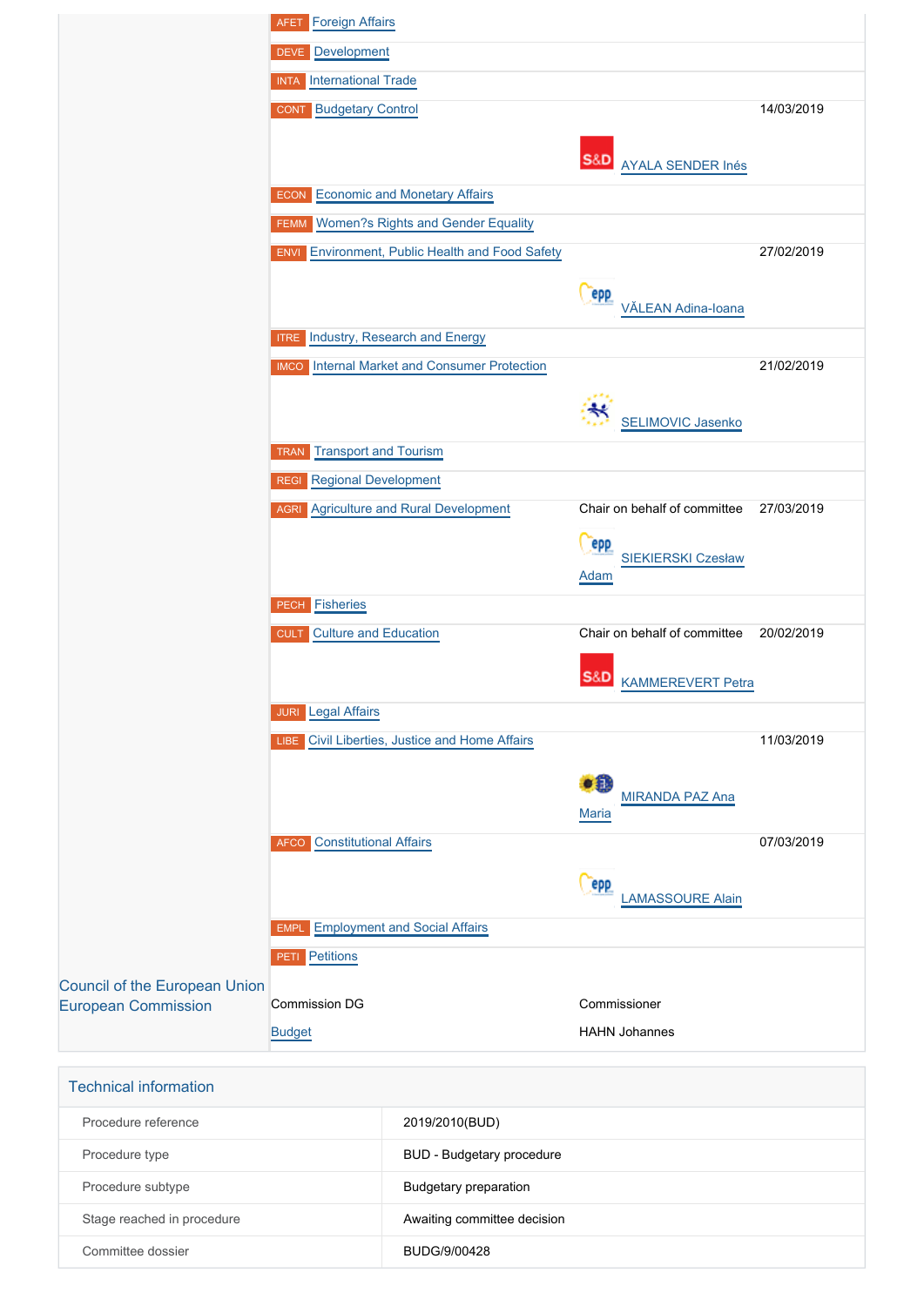| | | | |
|---|---|---|---|
| | AFET Foreign Affairs | | |
| | DEVE Development | | |
| | INTA International Trade | | |
| | CONT Budgetary Control | S&D AYALA SENDER Inés | 14/03/2019 |
| | ECON Economic and Monetary Affairs | | |
| | FEMM Women?s Rights and Gender Equality | | |
| | ENVI Environment, Public Health and Food Safety | EPP VĂLEAN Adina-Ioana | 27/02/2019 |
| | ITRE Industry, Research and Energy | | |
| | IMCO Internal Market and Consumer Protection | SELIMOVIC Jasenko | 21/02/2019 |
| | TRAN Transport and Tourism | | |
| | REGI Regional Development | | |
| | AGRI Agriculture and Rural Development | Chair on behalf of committee<br>EPP SIEKIERSKI Czesław Adam | 27/03/2019 |
| | PECH Fisheries | | |
| | CULT Culture and Education | Chair on behalf of committee<br>S&D KAMMEREVERT Petra | 20/02/2019 |
| | JURI Legal Affairs | | |
| | LIBE Civil Liberties, Justice and Home Affairs | MIRANDA PAZ Ana Maria | 11/03/2019 |
| | AFCO Constitutional Affairs | EPP LAMASSOURE Alain | 07/03/2019 |
| | EMPL Employment and Social Affairs | | |
| | PETI Petitions | | |
| Council of the European Union | | | |
| European Commission | Commission DG<br>Budget | Commissioner<br>HAHN Johannes | |

## Technical information

| | |
|---|---|
| Procedure reference | 2019/2010(BUD) |
| Procedure type | BUD - Budgetary procedure |
| Procedure subtype | Budgetary preparation |
| Stage reached in procedure | Awaiting committee decision |
| Committee dossier | BUDG/9/00428 |